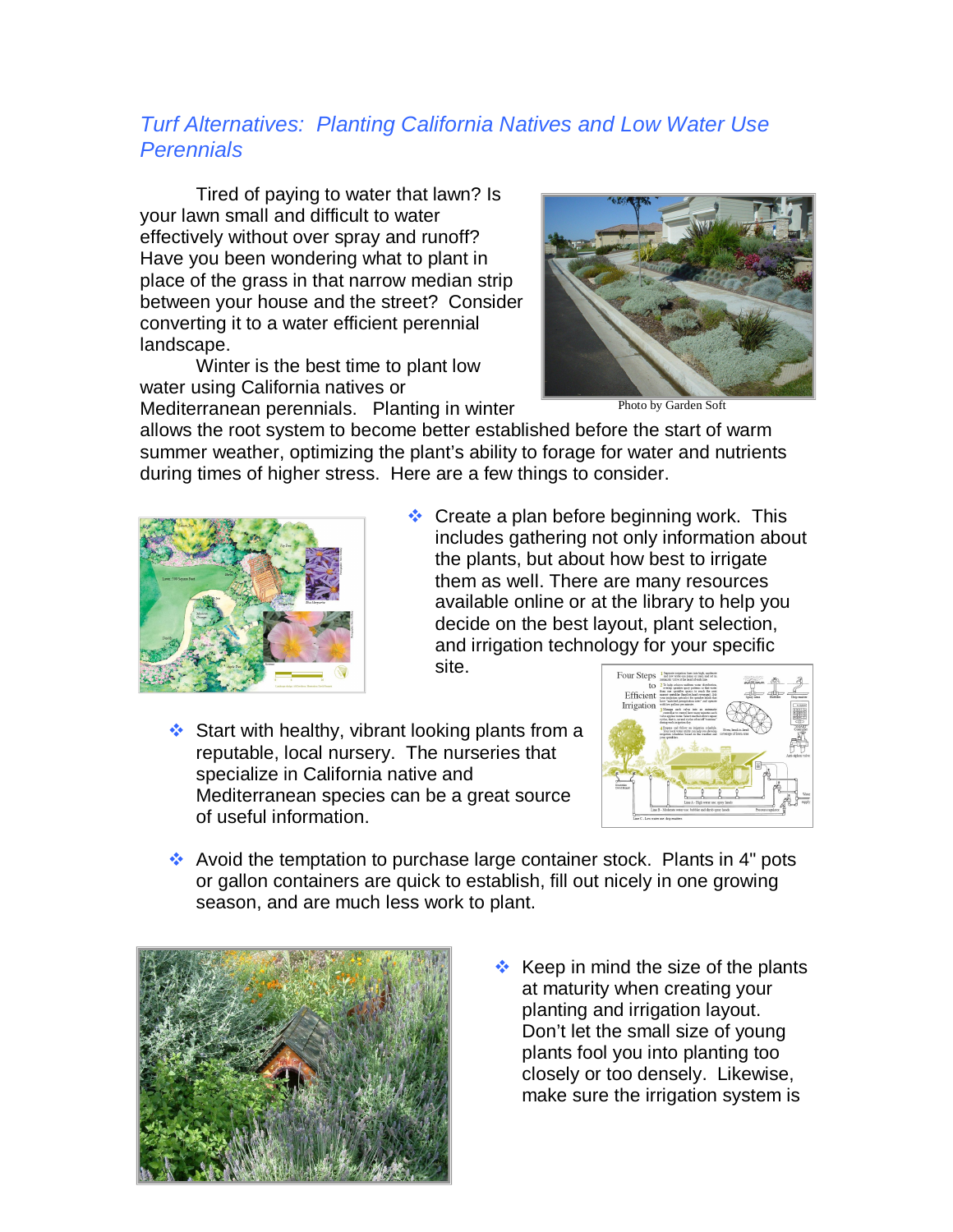# *Turf Alternatives: Planting California Natives and Low Water Use Perennials*

Tired of paying to water that lawn? Is your lawn small and difficult to water effectively without over spray and runoff? Have you been wondering what to plant in place of the grass in that narrow median strip between your house and the street? Consider converting it to a water efficient perennial landscape.

Winter is the best time to plant low water using California natives or Mediterranean perennials. Planting in winter allows the root system to become better established before the start of warm summer weather, optimizing the plant's ability to forage for water and nutrients during times of higher stress. Here are a few things to consider.

Photo by Garden Soft

- Create a plan before beginning work. This includes gathering not only information about the plants, but about how best to irrigate them as well. There are many resources available online or at the library to help you decide on the best layout, plant selection, and irrigation technology for your specific site.

- Start with healthy, vibrant looking plants from a reputable, local nursery. The nurseries that specialize in California native and Mediterranean species can be a great source of useful information.

- Avoid the temptation to purchase large container stock. Plants in 4" pots or gallon containers are quick to establish, fill out nicely in one growing season, and are much less work to plant.

- Keep in mind the size of the plants at maturity when creating your planting and irrigation layout. Don't let the small size of young plants fool you into planting too closely or too densely. Likewise, make sure the irrigation system is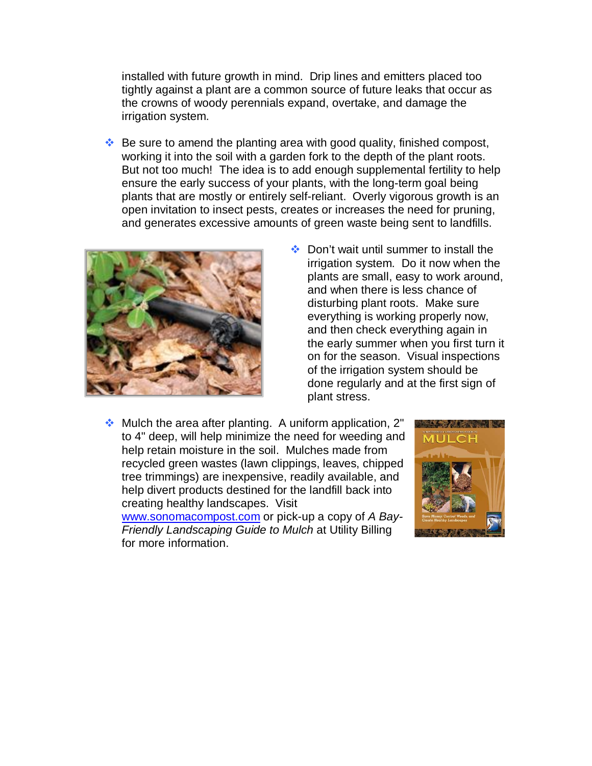installed with future growth in mind. Drip lines and emitters placed too tightly against a plant are a common source of future leaks that occur as the crowns of woody perennials expand, overtake, and damage the irrigation system.

- Be sure to amend the planting area with good quality, finished compost, working it into the soil with a garden fork to the depth of the plant roots. But not too much! The idea is to add enough supplemental fertility to help ensure the early success of your plants, with the long-term goal being plants that are mostly or entirely self-reliant. Overly vigorous growth is an open invitation to insect pests, creates or increases the need for pruning, and generates excessive amounts of green waste being sent to landfills.

- Don't wait until summer to install the irrigation system. Do it now when the plants are small, easy to work around, and when there is less chance of disturbing plant roots. Make sure everything is working properly now, and then check everything again in the early summer when you first turn it on for the season. Visual inspections of the irrigation system should be done regularly and at the first sign of plant stress.

- Mulch the area after planting. A uniform application, 2" to 4" deep, will help minimize the need for weeding and help retain moisture in the soil. Mulches made from recycled green wastes (lawn clippings, leaves, chipped tree trimmings) are inexpensive, readily available, and help divert products destined for the landfill back into creating healthy landscapes. Visit www.sonomacompost.com or pick-up a copy of *A Bay-Friendly Landscaping Guide to Mulch* at Utility Billing for more information.